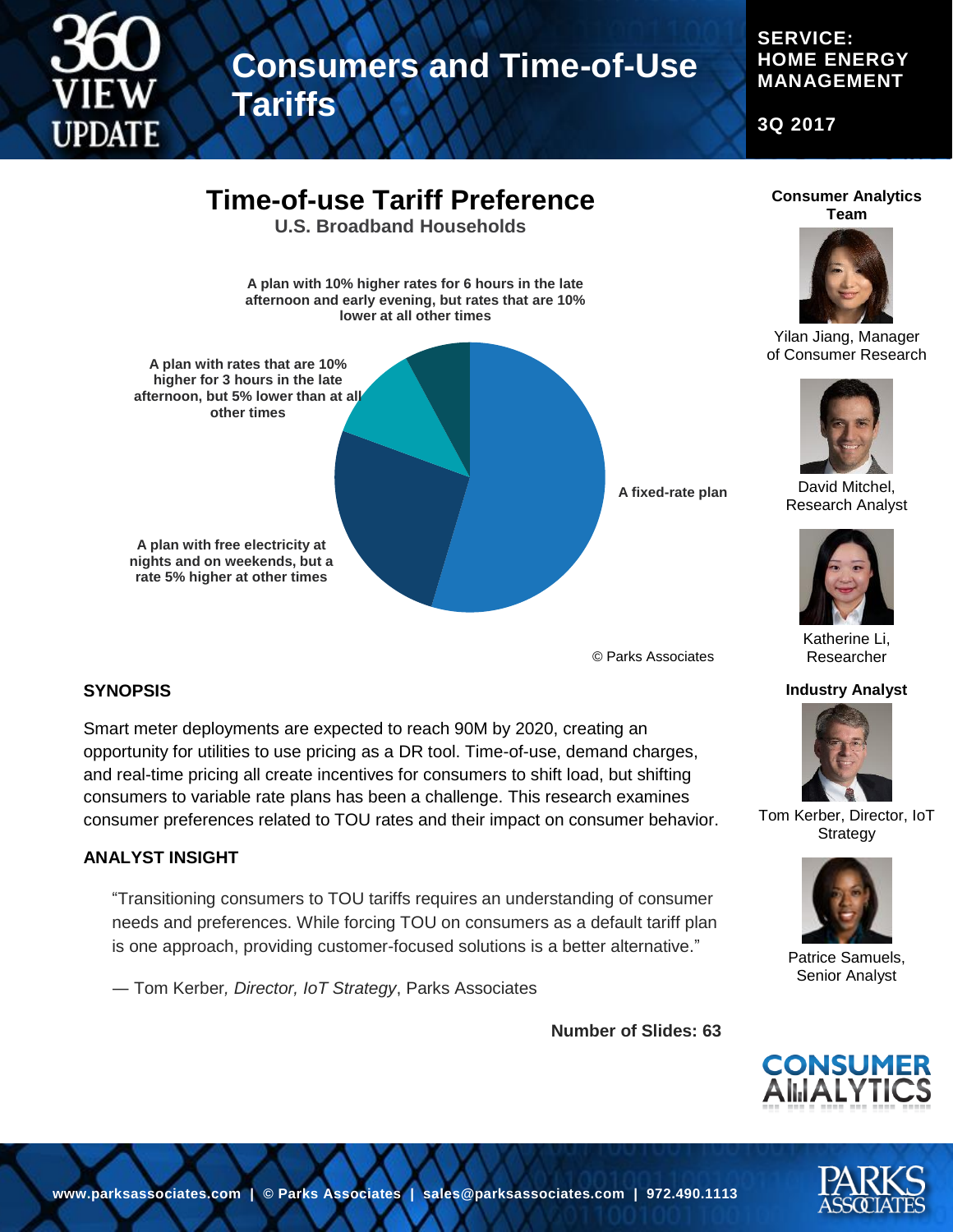# Consumers and Time-of-Use Tariffs

**SERVICE: HOME ENERGY MANAGEMENT**

**3Q 2017**

## Time-of-use Tariff Preference

**U.S. Broadband Households**

- A fixed-rate plan
- A plan with free electricity at nights and on weekends, but a rate 5% higher at other times
- A plan with rates that are 10% higher for 3 hours in the late afternoon, but 5% lower than at all other times
- A plan with 10% higher rates for 6 hours in the late afternoon and early evening, but rates that are 10% lower at all other times

© Parks Associates

### SYNOPSIS

Smart meter deployments are expected to reach 90M by 2020, creating an opportunity for utilities to use pricing as a DR tool. Time-of-use, demand charges, and real-time pricing all create incentives for consumers to shift load, but shifting consumers to variable rate plans has been a challenge. This research examines consumer preferences related to TOU rates and their impact on consumer behavior.

### ANALYST INSIGHT

> "Transitioning consumers to TOU tariffs requires an understanding of consumer needs and preferences. While forcing TOU on consumers as a default tariff plan is one approach, providing customer-focused solutions is a better alternative."
>
> — Tom Kerber, *Director, IoT Strategy*, Parks Associates

**Number of Slides: 63**

**Consumer Analytics Team**

Yilan Jiang, Manager of Consumer Research

David Mitchel, Research Analyst

Katherine Li, Researcher

**Industry Analyst**

Tom Kerber, Director, IoT Strategy

Patrice Samuels, Senior Analyst

CONSUMER ANALYTICS

**www.parksassociates.com | © Parks Associates | sales@parksassociates.com | 972.490.1113**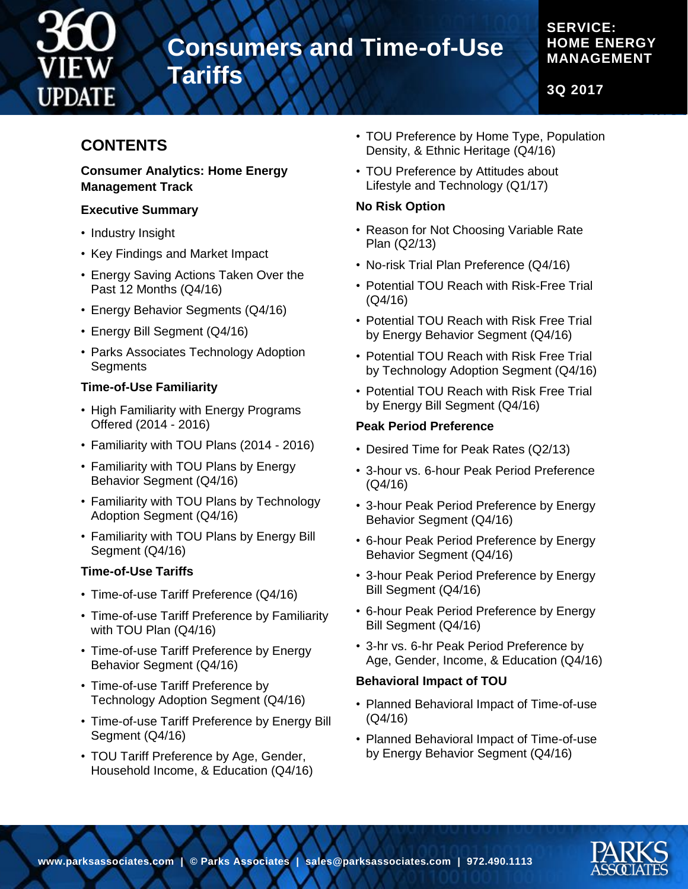# Consumers and Time-of-Use Tariffs

**SERVICE: HOME ENERGY MANAGEMENT**

**3Q 2017**

## CONTENTS

### Consumer Analytics: Home Energy Management Track

### Executive Summary

- Industry Insight
- Key Findings and Market Impact
- Energy Saving Actions Taken Over the Past 12 Months (Q4/16)
- Energy Behavior Segments (Q4/16)
- Energy Bill Segment (Q4/16)
- Parks Associates Technology Adoption Segments

### Time-of-Use Familiarity

- High Familiarity with Energy Programs Offered (2014 - 2016)
- Familiarity with TOU Plans (2014 - 2016)
- Familiarity with TOU Plans by Energy Behavior Segment (Q4/16)
- Familiarity with TOU Plans by Technology Adoption Segment (Q4/16)
- Familiarity with TOU Plans by Energy Bill Segment (Q4/16)

### Time-of-Use Tariffs

- Time-of-use Tariff Preference (Q4/16)
- Time-of-use Tariff Preference by Familiarity with TOU Plan (Q4/16)
- Time-of-use Tariff Preference by Energy Behavior Segment (Q4/16)
- Time-of-use Tariff Preference by Technology Adoption Segment (Q4/16)
- Time-of-use Tariff Preference by Energy Bill Segment (Q4/16)
- TOU Tariff Preference by Age, Gender, Household Income, & Education (Q4/16)
- TOU Preference by Home Type, Population Density, & Ethnic Heritage (Q4/16)
- TOU Preference by Attitudes about Lifestyle and Technology (Q1/17)

### No Risk Option

- Reason for Not Choosing Variable Rate Plan (Q2/13)
- No-risk Trial Plan Preference (Q4/16)
- Potential TOU Reach with Risk-Free Trial (Q4/16)
- Potential TOU Reach with Risk Free Trial by Energy Behavior Segment (Q4/16)
- Potential TOU Reach with Risk Free Trial by Technology Adoption Segment (Q4/16)
- Potential TOU Reach with Risk Free Trial by Energy Bill Segment (Q4/16)

### Peak Period Preference

- Desired Time for Peak Rates (Q2/13)
- 3-hour vs. 6-hour Peak Period Preference (Q4/16)
- 3-hour Peak Period Preference by Energy Behavior Segment (Q4/16)
- 6-hour Peak Period Preference by Energy Behavior Segment (Q4/16)
- 3-hour Peak Period Preference by Energy Bill Segment (Q4/16)
- 6-hour Peak Period Preference by Energy Bill Segment (Q4/16)
- 3-hr vs. 6-hr Peak Period Preference by Age, Gender, Income, & Education (Q4/16)

### Behavioral Impact of TOU

- Planned Behavioral Impact of Time-of-use (Q4/16)
- Planned Behavioral Impact of Time-of-use by Energy Behavior Segment (Q4/16)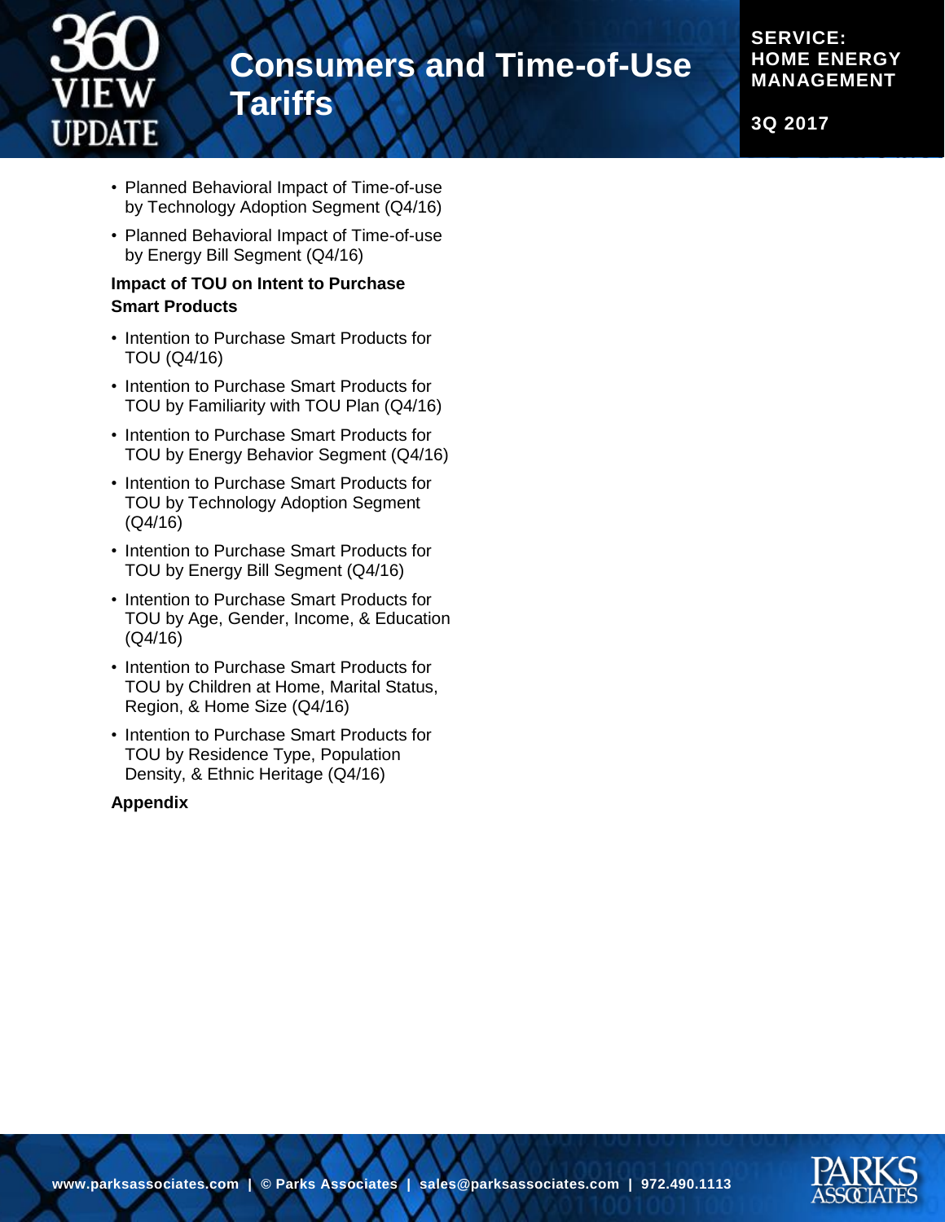- Planned Behavioral Impact of Time-of-use by Technology Adoption Segment (Q4/16)
- Planned Behavioral Impact of Time-of-use by Energy Bill Segment (Q4/16)

**Impact of TOU on Intent to Purchase Smart Products**

- Intention to Purchase Smart Products for TOU (Q4/16)
- Intention to Purchase Smart Products for TOU by Familiarity with TOU Plan (Q4/16)
- Intention to Purchase Smart Products for TOU by Energy Behavior Segment (Q4/16)
- Intention to Purchase Smart Products for TOU by Technology Adoption Segment (Q4/16)
- Intention to Purchase Smart Products for TOU by Energy Bill Segment (Q4/16)
- Intention to Purchase Smart Products for TOU by Age, Gender, Income, & Education (Q4/16)
- Intention to Purchase Smart Products for TOU by Children at Home, Marital Status, Region, & Home Size (Q4/16)
- Intention to Purchase Smart Products for TOU by Residence Type, Population Density, & Ethnic Heritage (Q4/16)

**Appendix**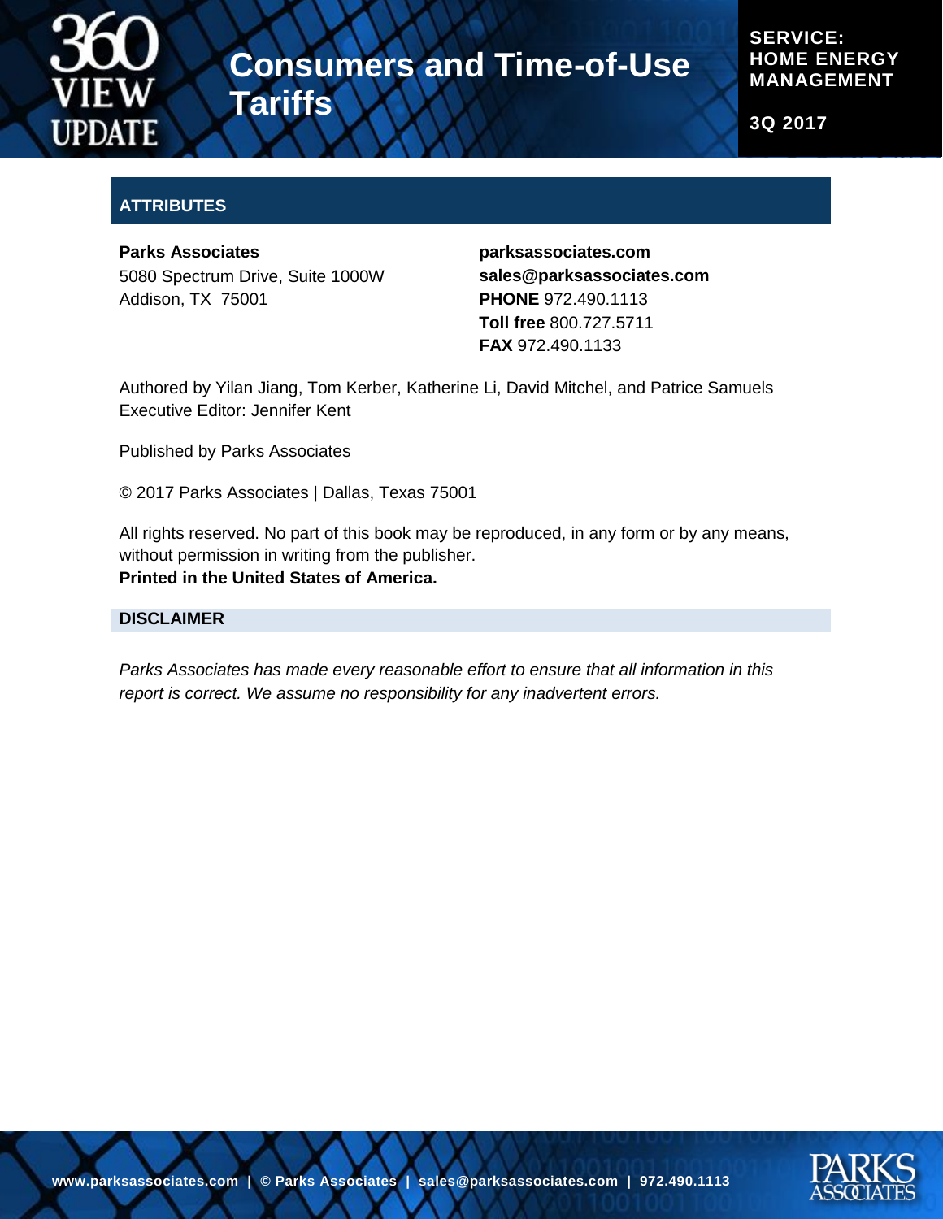# Consumers and Time-of-Use Tariffs

**SERVICE: HOME ENERGY MANAGEMENT**

**3Q 2017**

## ATTRIBUTES

**Parks Associates**
5080 Spectrum Drive, Suite 1000W
Addison, TX 75001

**parksassociates.com**
**sales@parksassociates.com**
**PHONE** 972.490.1113
**Toll free** 800.727.5711
**FAX** 972.490.1133

Authored by Yilan Jiang, Tom Kerber, Katherine Li, David Mitchel, and Patrice Samuels
Executive Editor: Jennifer Kent

Published by Parks Associates

© 2017 Parks Associates | Dallas, Texas 75001

All rights reserved. No part of this book may be reproduced, in any form or by any means, without permission in writing from the publisher.
**Printed in the United States of America.**

## DISCLAIMER

*Parks Associates has made every reasonable effort to ensure that all information in this report is correct. We assume no responsibility for any inadvertent errors.*